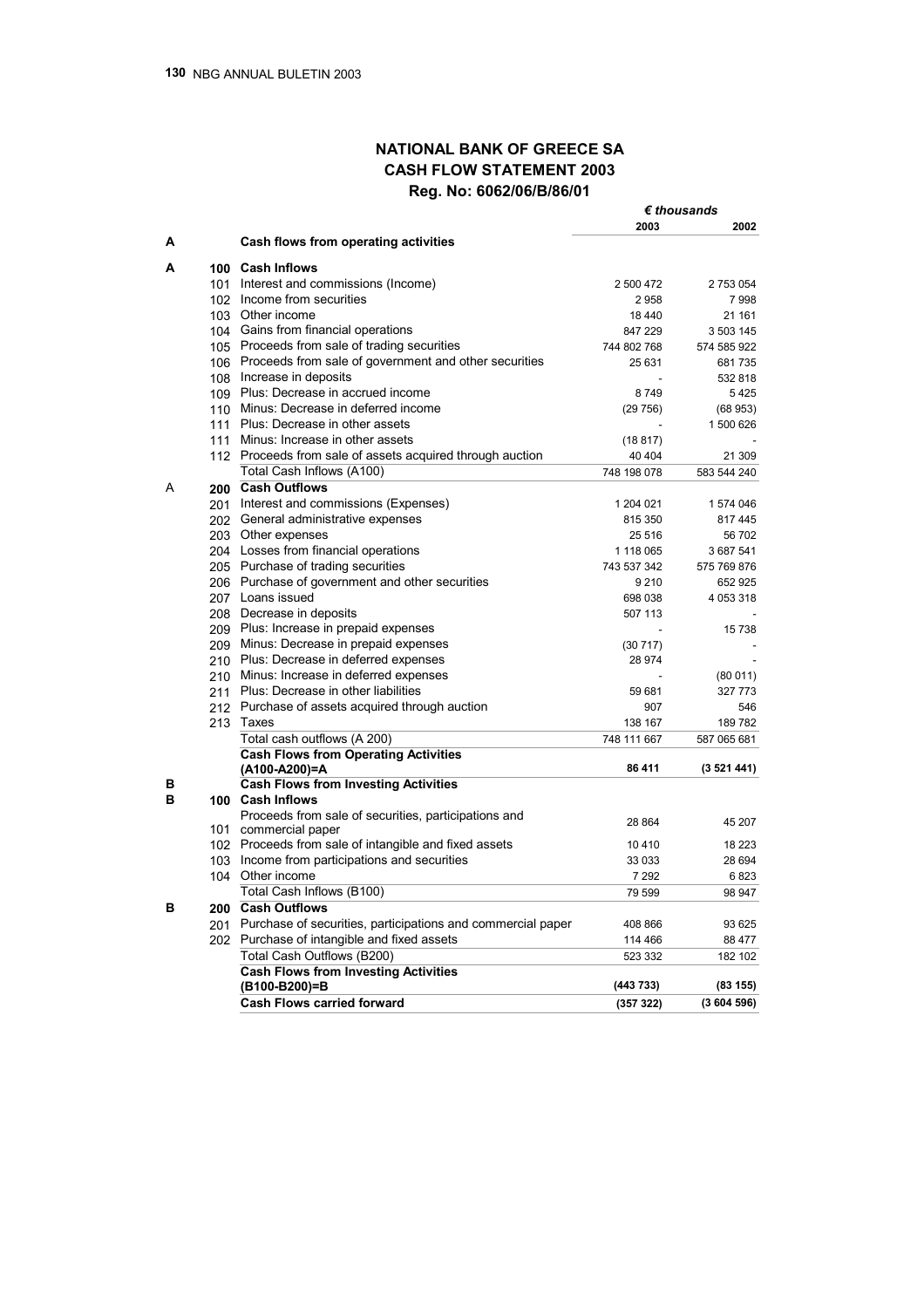## NATIONAL BANK OF GREECE SA
## CASH FLOW STATEMENT 2003
## Reg. No: 6062/06/B/86/01

| | | | *€ thousands* | |
|---|---|---|---|---|
| | | | **2003** | **2002** |
| **A** | | **Cash flows from operating activities** | | |
| **A** | **100** | **Cash Inflows** | | |
| | 101 | Interest and commissions (Income) | 2 500 472 | 2 753 054 |
| | 102 | Income from securities | 2 958 | 7 998 |
| | 103 | Other income | 18 440 | 21 161 |
| | 104 | Gains from financial operations | 847 229 | 3 503 145 |
| | 105 | Proceeds from sale of trading securities | 744 802 768 | 574 585 922 |
| | 106 | Proceeds from sale of government and other securities | 25 631 | 681 735 |
| | 108 | Increase in deposits | - | 532 818 |
| | 109 | Plus: Decrease in accrued income | 8 749 | 5 425 |
| | 110 | Minus: Decrease in deferred income | (29 756) | (68 953) |
| | 111 | Plus: Decrease in other assets | - | 1 500 626 |
| | 111 | Minus: Increase in other assets | (18 817) | - |
| | 112 | Proceeds from sale of assets acquired through auction | 40 404 | 21 309 |
| | | Total Cash Inflows (A100) | 748 198 078 | 583 544 240 |
| A | **200** | **Cash Outflows** | | |
| | 201 | Interest and commissions (Expenses) | 1 204 021 | 1 574 046 |
| | 202 | General administrative expenses | 815 350 | 817 445 |
| | 203 | Other expenses | 25 516 | 56 702 |
| | 204 | Losses from financial operations | 1 118 065 | 3 687 541 |
| | 205 | Purchase of trading securities | 743 537 342 | 575 769 876 |
| | 206 | Purchase of government and other securities | 9 210 | 652 925 |
| | 207 | Loans issued | 698 038 | 4 053 318 |
| | 208 | Decrease in deposits | 507 113 | - |
| | 209 | Plus: Increase in prepaid expenses | - | 15 738 |
| | 209 | Minus: Decrease in prepaid expenses | (30 717) | - |
| | 210 | Plus: Decrease in deferred expenses | 28 974 | - |
| | 210 | Minus: Increase in deferred expenses | - | (80 011) |
| | 211 | Plus: Decrease in other liabilities | 59 681 | 327 773 |
| | 212 | Purchase of assets acquired through auction | 907 | 546 |
| | 213 | Taxes | 138 167 | 189 782 |
| | | Total cash outflows (A 200) | 748 111 667 | 587 065 681 |
| | | **Cash Flows from Operating Activities (A100-A200)=A** | **86 411** | **(3 521 441)** |
| **B** | | **Cash Flows from Investing Activities** | | |
| **B** | **100** | **Cash Inflows** | | |
| | 101 | Proceeds from sale of securities, participations and commercial paper | 28 864 | 45 207 |
| | 102 | Proceeds from sale of intangible and fixed assets | 10 410 | 18 223 |
| | 103 | Income from participations and securities | 33 033 | 28 694 |
| | 104 | Other income | 7 292 | 6 823 |
| | | Total Cash Inflows (B100) | 79 599 | 98 947 |
| **B** | **200** | **Cash Outflows** | | |
| | 201 | Purchase of securities, participations and commercial paper | 408 866 | 93 625 |
| | 202 | Purchase of intangible and fixed assets | 114 466 | 88 477 |
| | | Total Cash Outflows (B200) | 523 332 | 182 102 |
| | | **Cash Flows from Investing Activities (B100-B200)=B** | **(443 733)** | **(83 155)** |
| | | **Cash Flows carried forward** | **(357 322)** | **(3 604 596)** |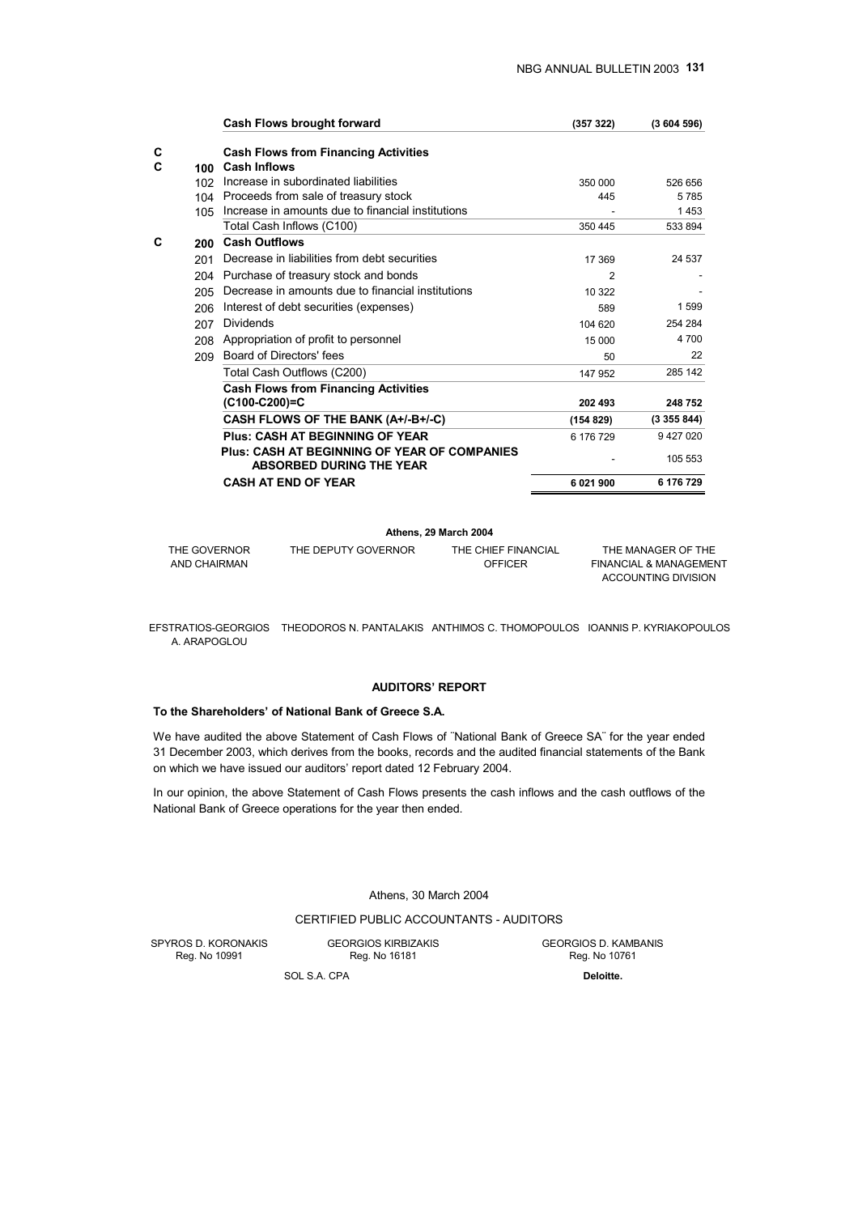| | | | 2003 | 2002 |
|---|---|---|---|---|
| | | **Cash Flows brought forward** | **(357 322)** | **(3 604 596)** |
| **C** | | **Cash Flows from Financing Activities** | | |
| **C** | **100** | **Cash Inflows** | | |
| | 102 | Increase in subordinated liabilities | 350 000 | 526 656 |
| | 104 | Proceeds from sale of treasury stock | 445 | 5 785 |
| | 105 | Increase in amounts due to financial institutions | - | 1 453 |
| | | Total Cash Inflows (C100) | 350 445 | 533 894 |
| **C** | **200** | **Cash Outflows** | | |
| | 201 | Decrease in liabilities from debt securities | 17 369 | 24 537 |
| | 204 | Purchase of treasury stock and bonds | 2 | - |
| | 205 | Decrease in amounts due to financial institutions | 10 322 | - |
| | 206 | Interest of debt securities (expenses) | 589 | 1 599 |
| | 207 | Dividends | 104 620 | 254 284 |
| | 208 | Appropriation of profit to personnel | 15 000 | 4 700 |
| | 209 | Board of Directors' fees | 50 | 22 |
| | | Total Cash Outflows (C200) | 147 952 | 285 142 |
| | | **Cash Flows from Financing Activities (C100-C200)=C** | **202 493** | **248 752** |
| | | **CASH FLOWS OF THE BANK (A+/-B+/-C)** | **(154 829)** | **(3 355 844)** |
| | | **Plus: CASH AT BEGINNING OF YEAR** | 6 176 729 | 9 427 020 |
| | | **Plus: CASH AT BEGINNING OF YEAR OF COMPANIES ABSORBED DURING THE YEAR** | - | 105 553 |
| | | **CASH AT END OF YEAR** | **6 021 900** | **6 176 729** |

**Athens, 29 March 2004**

| THE GOVERNOR AND CHAIRMAN | THE DEPUTY GOVERNOR | THE CHIEF FINANCIAL OFFICER | THE MANAGER OF THE FINANCIAL & MANAGEMENT ACCOUNTING DIVISION |
|---|---|---|---|
| EFSTRATIOS-GEORGIOS A. ARAPOGLOU | THEODOROS N. PANTALAKIS | ANTHIMOS C. THOMOPOULOS | IOANNIS P. KYRIAKOPOULOS |

## AUDITORS' REPORT

**To the Shareholders' of National Bank of Greece S.A.**

We have audited the above Statement of Cash Flows of ¨National Bank of Greece SA¨ for the year ended 31 December 2003, which derives from the books, records and the audited financial statements of the Bank on which we have issued our auditors' report dated 12 February 2004.

In our opinion, the above Statement of Cash Flows presents the cash inflows and the cash outflows of the National Bank of Greece operations for the year then ended.

Athens, 30 March 2004

CERTIFIED PUBLIC ACCOUNTANTS - AUDITORS

| SPYROS D. KORONAKIS Reg. No 10991 | GEORGIOS KIRBIZAKIS Reg. No 16181 | GEORGIOS D. KAMBANIS Reg. No 10761 |
|---|---|---|
| | SOL S.A. CPA | **Deloitte.** |